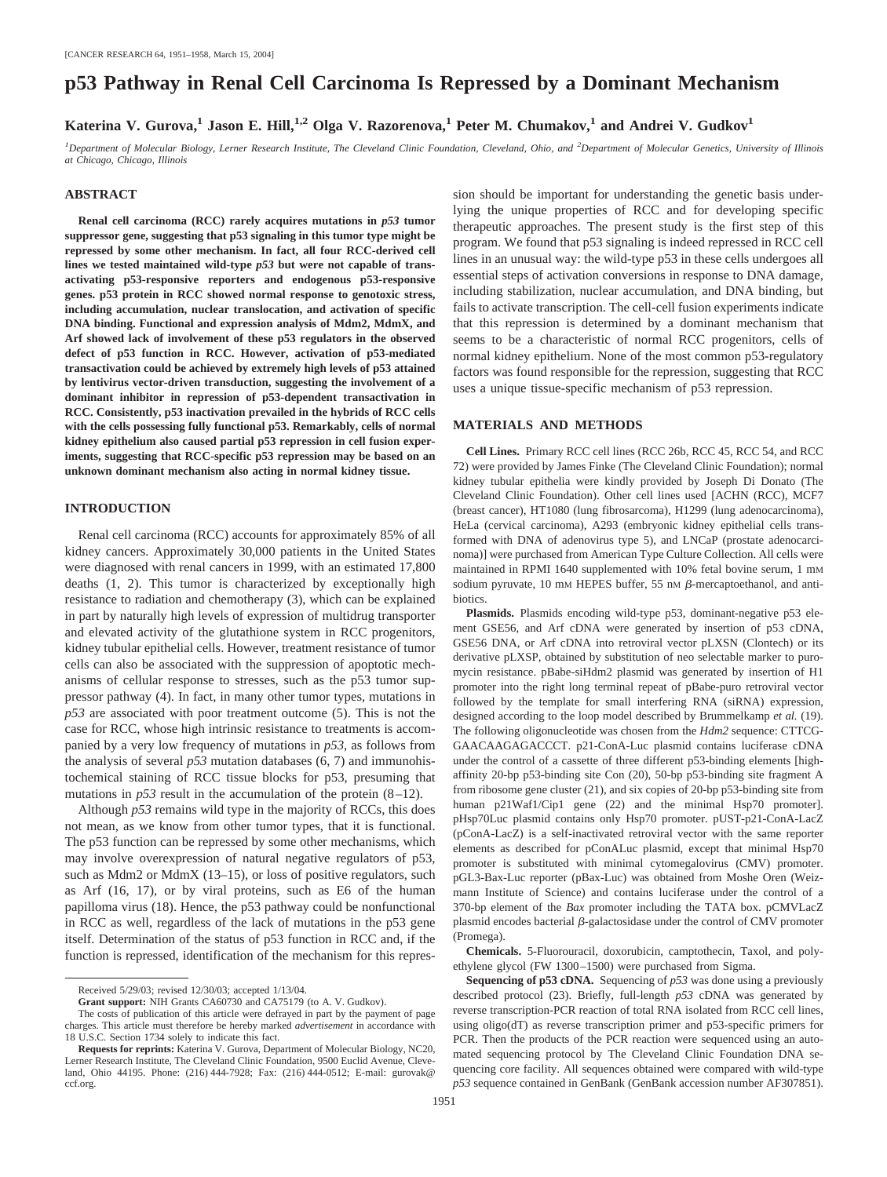# p53 Pathway in Renal Cell Carcinoma Is Repressed by a Dominant Mechanism

**Katerina V. Gurova,[1] Jason E. Hill,[1,2] Olga V. Razorenova,[1] Peter M. Chumakov,[1] and Andrei V. Gudkov[1]**

[1]*Department of Molecular Biology, Lerner Research Institute, The Cleveland Clinic Foundation, Cleveland, Ohio, and* [2]*Department of Molecular Genetics, University of Illinois at Chicago, Chicago, Illinois*

## ABSTRACT

**Renal cell carcinoma (RCC) rarely acquires mutations in *p53* tumor suppressor gene, suggesting that p53 signaling in this tumor type might be repressed by some other mechanism. In fact, all four RCC-derived cell lines we tested maintained wild-type *p53* but were not capable of transactivating p53-responsive reporters and endogenous p53-responsive genes. p53 protein in RCC showed normal response to genotoxic stress, including accumulation, nuclear translocation, and activation of specific DNA binding. Functional and expression analysis of Mdm2, MdmX, and Arf showed lack of involvement of these p53 regulators in the observed defect of p53 function in RCC. However, activation of p53-mediated transactivation could be achieved by extremely high levels of p53 attained by lentivirus vector-driven transduction, suggesting the involvement of a dominant inhibitor in repression of p53-dependent transactivation in RCC. Consistently, p53 inactivation prevailed in the hybrids of RCC cells with the cells possessing fully functional p53. Remarkably, cells of normal kidney epithelium also caused partial p53 repression in cell fusion experiments, suggesting that RCC-specific p53 repression may be based on an unknown dominant mechanism also acting in normal kidney tissue.**

## INTRODUCTION

Renal cell carcinoma (RCC) accounts for approximately 85% of all kidney cancers. Approximately 30,000 patients in the United States were diagnosed with renal cancers in 1999, with an estimated 17,800 deaths (1, 2). This tumor is characterized by exceptionally high resistance to radiation and chemotherapy (3), which can be explained in part by naturally high levels of expression of multidrug transporter and elevated activity of the glutathione system in RCC progenitors, kidney tubular epithelial cells. However, treatment resistance of tumor cells can also be associated with the suppression of apoptotic mechanisms of cellular response to stresses, such as the p53 tumor suppressor pathway (4). In fact, in many other tumor types, mutations in *p53* are associated with poor treatment outcome (5). This is not the case for RCC, whose high intrinsic resistance to treatments is accompanied by a very low frequency of mutations in *p53*, as follows from the analysis of several *p53* mutation databases (6, 7) and immunohistochemical staining of RCC tissue blocks for p53, presuming that mutations in *p53* result in the accumulation of the protein (8–12).

Although *p53* remains wild type in the majority of RCCs, this does not mean, as we know from other tumor types, that it is functional. The p53 function can be repressed by some other mechanisms, which may involve overexpression of natural negative regulators of p53, such as Mdm2 or MdmX (13–15), or loss of positive regulators, such as Arf (16, 17), or by viral proteins, such as E6 of the human papilloma virus (18). Hence, the p53 pathway could be nonfunctional in RCC as well, regardless of the lack of mutations in the p53 gene itself. Determination of the status of p53 function in RCC and, if the function is repressed, identification of the mechanism for this repression should be important for understanding the genetic basis underlying the unique properties of RCC and for developing specific therapeutic approaches. The present study is the first step of this program. We found that p53 signaling is indeed repressed in RCC cell lines in an unusual way: the wild-type p53 in these cells undergoes all essential steps of activation conversions in response to DNA damage, including stabilization, nuclear accumulation, and DNA binding, but fails to activate transcription. The cell-cell fusion experiments indicate that this repression is determined by a dominant mechanism that seems to be a characteristic of normal RCC progenitors, cells of normal kidney epithelium. None of the most common p53-regulatory factors was found responsible for the repression, suggesting that RCC uses a unique tissue-specific mechanism of p53 repression.

Received 5/29/03; revised 12/30/03; accepted 1/13/04.

**Grant support:** NIH Grants CA60730 and CA75179 (to A. V. Gudkov).

The costs of publication of this article were defrayed in part by the payment of page charges. This article must therefore be hereby marked *advertisement* in accordance with 18 U.S.C. Section 1734 solely to indicate this fact.

**Requests for reprints:** Katerina V. Gurova, Department of Molecular Biology, NC20, Lerner Research Institute, The Cleveland Clinic Foundation, 9500 Euclid Avenue, Cleveland, Ohio 44195. Phone: (216) 444-7928; Fax: (216) 444-0512; E-mail: gurovak@ccf.org.

## MATERIALS AND METHODS

**Cell Lines.** Primary RCC cell lines (RCC 26b, RCC 45, RCC 54, and RCC 72) were provided by James Finke (The Cleveland Clinic Foundation); normal kidney tubular epithelia were kindly provided by Joseph Di Donato (The Cleveland Clinic Foundation). Other cell lines used [ACHN (RCC), MCF7 (breast cancer), HT1080 (lung fibrosarcoma), H1299 (lung adenocarcinoma), HeLa (cervical carcinoma), A293 (embryonic kidney epithelial cells transformed with DNA of adenovirus type 5), and LNCaP (prostate adenocarcinoma)] were purchased from American Type Culture Collection. All cells were maintained in RPMI 1640 supplemented with 10% fetal bovine serum, 1 mM sodium pyruvate, 10 mM HEPES buffer, 55 nM $\beta$-mercaptoethanol, and antibiotics.

**Plasmids.** Plasmids encoding wild-type p53, dominant-negative p53 element GSE56, and Arf cDNA were generated by insertion of p53 cDNA, GSE56 DNA, or Arf cDNA into retroviral vector pLXSN (Clontech) or its derivative pLXSP, obtained by substitution of neo selectable marker to puromycin resistance. pBabe-siHdm2 plasmid was generated by insertion of H1 promoter into the right long terminal repeat of pBabe-puro retroviral vector followed by the template for small interfering RNA (siRNA) expression, designed according to the loop model described by Brummelkamp *et al.* (19). The following oligonucleotide was chosen from the *Hdm2* sequence: CTTCG-GAACAAGAGACCCT. p21-ConA-Luc plasmid contains luciferase cDNA under the control of a cassette of three different p53-binding elements [high-affinity 20-bp p53-binding site Con (20), 50-bp p53-binding site fragment A from ribosome gene cluster (21), and six copies of 20-bp p53-binding site from human p21Waf1/Cip1 gene (22) and the minimal Hsp70 promoter]. pHsp70Luc plasmid contains only Hsp70 promoter. pUST-p21-ConA-LacZ (pConA-LacZ) is a self-inactivated retroviral vector with the same reporter elements as described for pConALuc plasmid, except that minimal Hsp70 promoter is substituted with minimal cytomegalovirus (CMV) promoter. pGL3-Bax-Luc reporter (pBax-Luc) was obtained from Moshe Oren (Weizmann Institute of Science) and contains luciferase under the control of a 370-bp element of the *Bax* promoter including the TATA box. pCMVLacZ plasmid encodes bacterial $\beta$-galactosidase under the control of CMV promoter (Promega).

**Chemicals.** 5-Fluorouracil, doxorubicin, camptothecin, Taxol, and polyethylene glycol (FW 1300–1500) were purchased from Sigma.

**Sequencing of p53 cDNA.** Sequencing of *p53* was done using a previously described protocol (23). Briefly, full-length *p53* cDNA was generated by reverse transcription-PCR reaction of total RNA isolated from RCC cell lines, using oligo(dT) as reverse transcription primer and p53-specific primers for PCR. Then the products of the PCR reaction were sequenced using an automated sequencing protocol by The Cleveland Clinic Foundation DNA sequencing core facility. All sequences obtained were compared with wild-type *p53* sequence contained in GenBank (GenBank accession number AF307851).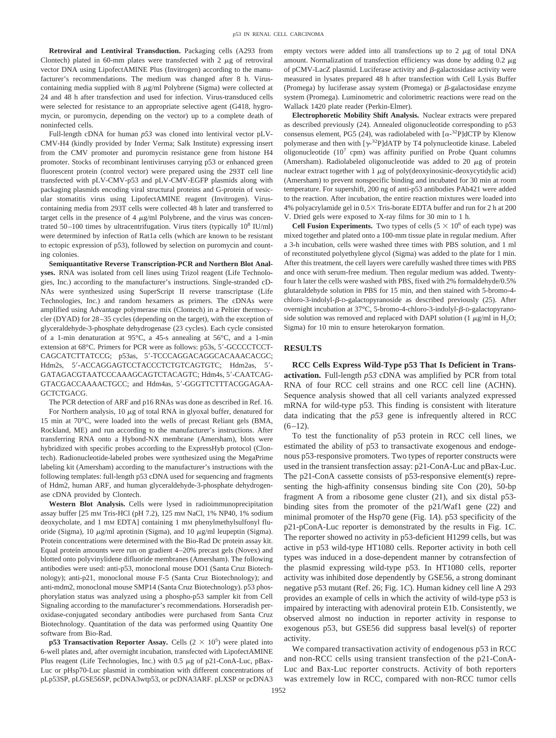**Retroviral and Lentiviral Transduction.** Packaging cells (A293 from Clontech) plated in 60-mm plates were transfected with 2 μg of retroviral vector DNA using LipofectAMINE Plus (Invitrogen) according to the manufacturer's recommendations. The medium was changed after 8 h. Virus-containing media supplied with 8 μg/ml Polybrene (Sigma) were collected at 24 and 48 h after transfection and used for infection. Virus-transduced cells were selected for resistance to an appropriate selective agent (G418, hygromycin, or puromycin, depending on the vector) up to a complete death of noninfected cells.

Full-length cDNA for human *p53* was cloned into lentiviral vector pLV-CMV-H4 (kindly provided by Inder Verma; Salk Institute) expressing insert from the CMV promoter and puromycin resistance gene from histone H4 promoter. Stocks of recombinant lentiviruses carrying p53 or enhanced green fluorescent protein (control vector) were prepared using the 293T cell line transfected with pLV-CMV-p53 and pLV-CMV-EGFP plasmids along with packaging plasmids encoding viral structural proteins and G-protein of vesicular stomatitis virus using LipofectAMINE reagent (Invitrogen). Virus-containing media from 293T cells were collected 48 h later and transferred to target cells in the presence of 4 μg/ml Polybrene, and the virus was concentrated 50–100 times by ultracentrifugation. Virus titers (typically $10^8$ IU/ml) were determined by infection of Rat1a cells (which are known to be resistant to ectopic expression of p53), followed by selection on puromycin and counting colonies.

**Semiquantitative Reverse Transcription-PCR and Northern Blot Analyses.** RNA was isolated from cell lines using Trizol reagent (Life Technologies, Inc.) according to the manufacturer's instructions. Single-stranded cDNAs were synthesized using SuperScript II reverse transcriptase (Life Technologies, Inc.) and random hexamers as primers. The cDNAs were amplified using Advantage polymerase mix (Clontech) in a Peltier thermocycler (DYAD) for 28–35 cycles (depending on the target), with the exception of glyceraldehyde-3-phosphate dehydrogenase (23 cycles). Each cycle consisted of a 1-min denaturation at 95°C, a 45-s annealing at 56°C, and a 1-min extension at 68°C. Primers for PCR were as follows: p53s, 5′-GCCCCTCCTCAGCATCTTATCCG; p53as, 5′-TCCCAGGACAGGCACAAACACGC; Hdm2s, 5′-ACCAGGAGTCCTACCCTCTGTCAGTGTC; Hdm2as, 5′-GATAGACGTAATCCCAAAGCAGTCTACAGTC; Hdm4s, 5′-CAATCAGGTACGACCAAAACTGCC; and Hdm4as, 5′-GGGTTCTTTACGGAGAAGCTCTGACG.

The PCR detection of ARF and p16 RNAs was done as described in Ref. 16.

For Northern analysis, 10 μg of total RNA in glyoxal buffer, denatured for 15 min at 70°C, were loaded into the wells of precast Reliant gels (BMA, Rockland, ME) and run according to the manufacturer's instructions. After transferring RNA onto a Hybond-NX membrane (Amersham), blots were hybridized with specific probes according to the ExpressHyb protocol (Clontech). Radionucleotide-labeled probes were synthesized using the MegaPrime labeling kit (Amersham) according to the manufacturer's instructions with the following templates: full-length p53 cDNA used for sequencing and fragments of Hdm2, human ARF, and human glyceraldehyde-3-phosphate dehydrogenase cDNA provided by Clontech.

**Western Blot Analysis.** Cells were lysed in radioimmunoprecipitation assay buffer [25 mM Tris-HCl (pH 7.2), 125 mM NaCl, 1% NP40, 1% sodium deoxycholate, and 1 mM EDTA] containing 1 mM phenylmethylsulfonyl fluoride (Sigma), 10 μg/ml aprotinin (Sigma), and 10 μg/ml leupeptin (Sigma). Protein concentrations were determined with the Bio-Rad Dc protein assay kit. Equal protein amounts were run on gradient 4–20% precast gels (Novex) and blotted onto polyvinylidene difluoride membranes (Amersham). The following antibodies were used: anti-p53, monoclonal mouse DO1 (Santa Cruz Biotechnology); anti-p21, monoclonal mouse F-5 (Santa Cruz Biotechnology); and anti-mdm2, monoclonal mouse SMP14 (Santa Cruz Biotechnology). p53 phosphorylation status was analyzed using a phospho-p53 sampler kit from Cell Signaling according to the manufacturer's recommendations. Horseradish peroxidase-conjugated secondary antibodies were purchased from Santa Cruz Biotechnology. Quantitation of the data was performed using Quantity One software from Bio-Rad.

**p53 Transactivation Reporter Assay.** Cells ($2 \times 10^5$) were plated into 6-well plates and, after overnight incubation, transfected with LipofectAMINE Plus reagent (Life Technologies, Inc.) with 0.5 μg of p21-ConA-Luc, pBax-Luc or pHsp70-Luc plasmid in combination with different concentrations of pLp53SP, pLGSE56SP, pcDNA3wtp53, or pcDNA3ARF. pLXSP or pcDNA3 empty vectors were added into all transfections up to 2 μg of total DNA amount. Normalization of transfection efficiency was done by adding 0.2 μg of pCMV-LacZ plasmid. Luciferase activity and β-galactosidase activity were measured in lysates prepared 48 h after transfection with Cell Lysis Buffer (Promega) by luciferase assay system (Promega) or β-galactosidase enzyme system (Promega). Luminometric and colorimetric reactions were read on the Wallack 1420 plate reader (Perkin-Elmer).

**Electrophoretic Mobility Shift Analysis.** Nuclear extracts were prepared as described previously (24). Annealed oligonucleotide corresponding to p53 consensus element, PG5 (24), was radiolabeled with [α-$^{32}$P]dCTP by Klenow polymerase and then with [γ-$^{32}$P]dATP by T4 polynucleotide kinase. Labeled oligonucleotide ($10^7$ cpm) was affinity purified on Probe Quant columns (Amersham). Radiolabeled oligonucleotide was added to 20 μg of protein nuclear extract together with 1 μg of poly(deoxyinosinic-deoxycytidylic acid) (Amersham) to prevent nonspecific binding and incubated for 30 min at room temperature. For supershift, 200 ng of anti-p53 antibodies PAb421 were added to the reaction. After incubation, the entire reaction mixtures were loaded into 4% polyacrylamide gel in 0.5× Tris-borate EDTA buffer and run for 2 h at 200 V. Dried gels were exposed to X-ray films for 30 min to 1 h.

**Cell Fusion Experiments.** Two types of cells ($5 \times 10^6$ of each type) was mixed together and plated onto a 100-mm tissue plate in regular medium. After a 3-h incubation, cells were washed three times with PBS solution, and 1 ml of reconstituted polyethylene glycol (Sigma) was added to the plate for 1 min. After this treatment, the cell layers were carefully washed three times with PBS and once with serum-free medium. Then regular medium was added. Twenty-four h later the cells were washed with PBS, fixed with 2% formaldehyde/0.5% glutaraldehyde solution in PBS for 15 min, and then stained with 5-bromo-4-chloro-3-indolyl-β-D-galactopyranoside as described previously (25). After overnight incubation at 37°C, 5-bromo-4-chloro-3-indolyl-β-D-galactopyranoside solution was removed and replaced with DAPI solution (1 μg/ml in $H_2O$; Sigma) for 10 min to ensure heterokaryon formation.

## RESULTS

**RCC Cells Express Wild-Type p53 That Is Deficient in Transactivation.** Full-length *p53* cDNA was amplified by PCR from total RNA of four RCC cell strains and one RCC cell line (ACHN). Sequence analysis showed that all cell variants analyzed expressed mRNA for wild-type p53. This finding is consistent with literature data indicating that the *p53* gene is infrequently altered in RCC (6–12).

To test the functionality of p53 protein in RCC cell lines, we estimated the ability of p53 to transactivate exogenous and endogenous p53-responsive promoters. Two types of reporter constructs were used in the transient transfection assay: p21-ConA-Luc and pBax-Luc. The p21-ConA cassette consists of p53-responsive element(s) representing the high-affinity consensus binding site Con (20), 50-bp fragment A from a ribosome gene cluster (21), and six distal p53-binding sites from the promoter of the p21/Waf1 gene (22) and minimal promoter of the Hsp70 gene (Fig. 1*A*). p53 specificity of the p21-pConA-Luc reporter is demonstrated by the results in Fig. 1*C*. The reporter showed no activity in p53-deficient H1299 cells, but was active in p53 wild-type HT1080 cells. Reporter activity in both cell types was induced in a dose-dependent manner by cotransfection of the plasmid expressing wild-type p53. In HT1080 cells, reporter activity was inhibited dose dependently by GSE56, a strong dominant negative p53 mutant (Ref. 26; Fig. 1*C*). Human kidney cell line A 293 provides an example of cells in which the activity of wild-type p53 is impaired by interacting with adenoviral protein E1b. Consistently, we observed almost no induction in reporter activity in response to exogenous p53, but GSE56 did suppress basal level(s) of reporter activity.

We compared transactivation activity of endogenous p53 in RCC and non-RCC cells using transient transfection of the p21-ConA-Luc and Bax-Luc reporter constructs. Activity of both reporters was extremely low in RCC, compared with non-RCC tumor cells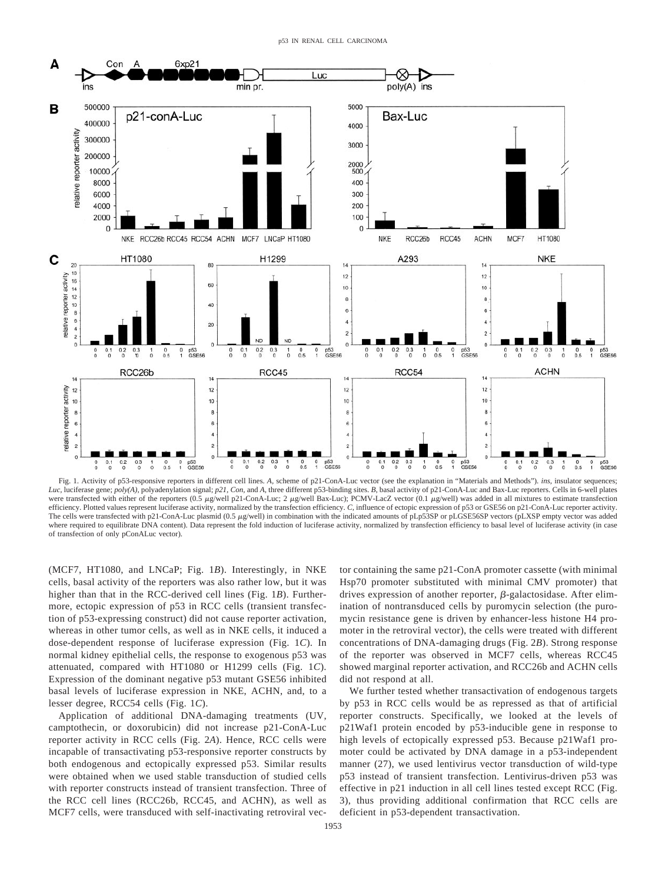Fig. 1. Activity of p53-responsive reporters in different cell lines. *A*, scheme of p21-ConA-Luc vector (see the explanation in "Materials and Methods"). *ins*, insulator sequences; *Luc*, luciferase gene; *poly(A)*, polyadenylation signal; *p21*, *Con*, and *A*, three different p53-binding sites. *B*, basal activity of p21-ConA-Luc and Bax-Luc reporters. Cells in 6-well plates were transfected with either of the reporters (0.5 μg/well p21-ConA-Luc; 2 μg/well Bax-Luc); PCMV-LacZ vector (0.1 μg/well) was added in all mixtures to estimate transfection efficiency. Plotted values represent luciferase activity, normalized by the transfection efficiency. *C*, influence of ectopic expression of p53 or GSE56 on p21-ConA-Luc reporter activity. The cells were transfected with p21-ConA-Luc plasmid (0.5 μg/well) in combination with the indicated amounts of pLp53SP or pLGSE56SP vectors (pLXSP empty vector was added where required to equilibrate DNA content). Data represent the fold induction of luciferase activity, normalized by transfection efficiency to basal level of luciferase activity (in case of transfection of only pConALuc vector).

(MCF7, HT1080, and LNCaP; Fig. 1*B*). Interestingly, in NKE cells, basal activity of the reporters was also rather low, but it was higher than that in the RCC-derived cell lines (Fig. 1*B*). Furthermore, ectopic expression of p53 in RCC cells (transient transfection of p53-expressing construct) did not cause reporter activation, whereas in other tumor cells, as well as in NKE cells, it induced a dose-dependent response of luciferase expression (Fig. 1*C*). In normal kidney epithelial cells, the response to exogenous p53 was attenuated, compared with HT1080 or H1299 cells (Fig. 1*C*). Expression of the dominant negative p53 mutant GSE56 inhibited basal levels of luciferase expression in NKE, ACHN, and, to a lesser degree, RCC54 cells (Fig. 1*C*).

Application of additional DNA-damaging treatments (UV, camptothecin, or doxorubicin) did not increase p21-ConA-Luc reporter activity in RCC cells (Fig. 2*A*). Hence, RCC cells were incapable of transactivating p53-responsive reporter constructs by both endogenous and ectopically expressed p53. Similar results were obtained when we used stable transduction of studied cells with reporter constructs instead of transient transfection. Three of the RCC cell lines (RCC26b, RCC45, and ACHN), as well as MCF7 cells, were transduced with self-inactivating retroviral vector containing the same p21-ConA promoter cassette (with minimal Hsp70 promoter substituted with minimal CMV promoter) that drives expression of another reporter, β-galactosidase. After elimination of nontransduced cells by puromycin selection (the puromycin resistance gene is driven by enhancer-less histone H4 promoter in the retroviral vector), the cells were treated with different concentrations of DNA-damaging drugs (Fig. 2*B*). Strong response of the reporter was observed in MCF7 cells, whereas RCC45 showed marginal reporter activation, and RCC26b and ACHN cells did not respond at all.

We further tested whether transactivation of endogenous targets by p53 in RCC cells would be as repressed as that of artificial reporter constructs. Specifically, we looked at the levels of p21Waf1 protein encoded by p53-inducible gene in response to high levels of ectopically expressed p53. Because p21Waf1 promoter could be activated by DNA damage in a p53-independent manner (27), we used lentivirus vector transduction of wild-type p53 instead of transient transfection. Lentivirus-driven p53 was effective in p21 induction in all cell lines tested except RCC (Fig. 3), thus providing additional confirmation that RCC cells are deficient in p53-dependent transactivation.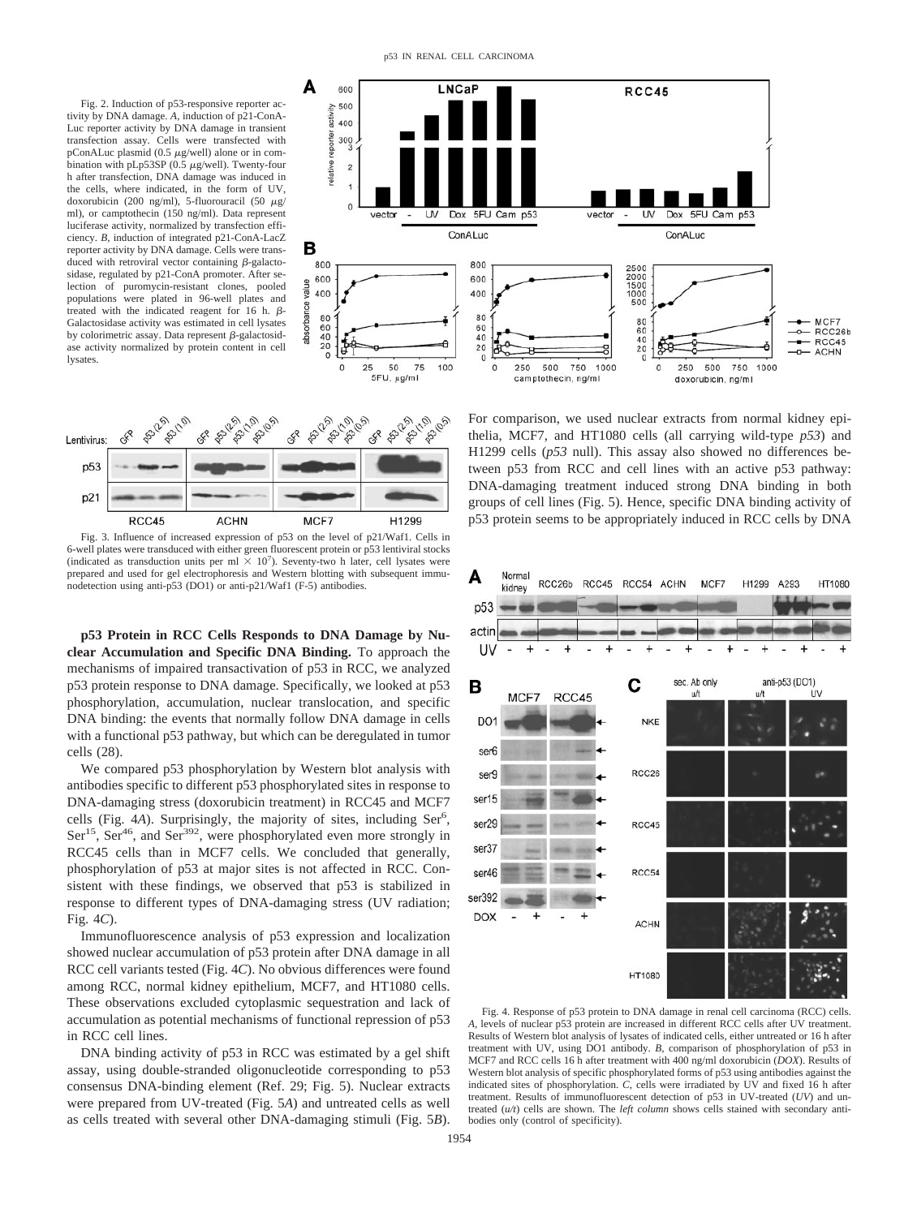Fig. 2. Induction of p53-responsive reporter activity by DNA damage. *A*, induction of p21-ConA-Luc reporter activity by DNA damage in transient transfection assay. Cells were transfected with pConALuc plasmid (0.5 μg/well) alone or in combination with pLp53SP (0.5 μg/well). Twenty-four h after transfection, DNA damage was induced in the cells, where indicated, in the form of UV, doxorubicin (200 ng/ml), 5-fluorouracil (50 μg/ml), or camptothecin (150 ng/ml). Data represent luciferase activity, normalized by transfection efficiency. *B*, induction of integrated p21-ConA-LacZ reporter activity by DNA damage. Cells were transduced with retroviral vector containing β-galactosidase, regulated by p21-ConA promoter. After selection of puromycin-resistant clones, pooled populations were plated in 96-well plates and treated with the indicated reagent for 16 h. β-Galactosidase activity was estimated in cell lysates by colorimetric assay. Data represent β-galactosidase activity normalized by protein content in cell lysates.

Fig. 3. Influence of increased expression of p53 on the level of p21/Waf1. Cells in 6-well plates were transduced with either green fluorescent protein or p53 lentiviral stocks (indicated as transduction units per ml × $10^7$). Seventy-two h later, cell lysates were prepared and used for gel electrophoresis and Western blotting with subsequent immunodetection using anti-p53 (DO1) or anti-p21/Waf1 (F-5) antibodies.

**p53 Protein in RCC Cells Responds to DNA Damage by Nuclear Accumulation and Specific DNA Binding.** To approach the mechanisms of impaired transactivation of p53 in RCC, we analyzed p53 protein response to DNA damage. Specifically, we looked at p53 phosphorylation, accumulation, nuclear translocation, and specific DNA binding: the events that normally follow DNA damage in cells with a functional p53 pathway, but which can be deregulated in tumor cells (28).

We compared p53 phosphorylation by Western blot analysis with antibodies specific to different p53 phosphorylated sites in response to DNA-damaging stress (doxorubicin treatment) in RCC45 and MCF7 cells (Fig. 4*A*). Surprisingly, the majority of sites, including $Ser^6$, $Ser^{15}$, $Ser^{46}$, and $Ser^{392}$, were phosphorylated even more strongly in RCC45 cells than in MCF7 cells. We concluded that generally, phosphorylation of p53 at major sites is not affected in RCC. Consistent with these findings, we observed that p53 is stabilized in response to different types of DNA-damaging stress (UV radiation; Fig. 4*C*).

Immunofluorescence analysis of p53 expression and localization showed nuclear accumulation of p53 protein after DNA damage in all RCC cell variants tested (Fig. 4*C*). No obvious differences were found among RCC, normal kidney epithelium, MCF7, and HT1080 cells. These observations excluded cytoplasmic sequestration and lack of accumulation as potential mechanisms of functional repression of p53 in RCC cell lines.

DNA binding activity of p53 in RCC was estimated by a gel shift assay, using double-stranded oligonucleotide corresponding to p53 consensus DNA-binding element (Ref. 29; Fig. 5). Nuclear extracts were prepared from UV-treated (Fig. 5*A*) and untreated cells as well as cells treated with several other DNA-damaging stimuli (Fig. 5*B*). For comparison, we used nuclear extracts from normal kidney epithelia, MCF7, and HT1080 cells (all carrying wild-type *p53*) and H1299 cells (*p53* null). This assay also showed no differences between p53 from RCC and cell lines with an active p53 pathway: DNA-damaging treatment induced strong DNA binding in both groups of cell lines (Fig. 5). Hence, specific DNA binding activity of p53 protein seems to be appropriately induced in RCC cells by DNA

Fig. 4. Response of p53 protein to DNA damage in renal cell carcinoma (RCC) cells. *A*, levels of nuclear p53 protein are increased in different RCC cells after UV treatment. Results of Western blot analysis of lysates of indicated cells, either untreated or 16 h after treatment with UV, using DO1 antibody. *B*, comparison of phosphorylation of p53 in MCF7 and RCC cells 16 h after treatment with 400 ng/ml doxorubicin (*DOX*). Results of Western blot analysis of specific phosphorylated forms of p53 using antibodies against the indicated sites of phosphorylation. *C*, cells were irradiated by UV and fixed 16 h after treatment. Results of immunofluorescent detection of p53 in UV-treated (*UV*) and untreated (*u/t*) cells are shown. The *left column* shows cells stained with secondary antibodies only (control of specificity).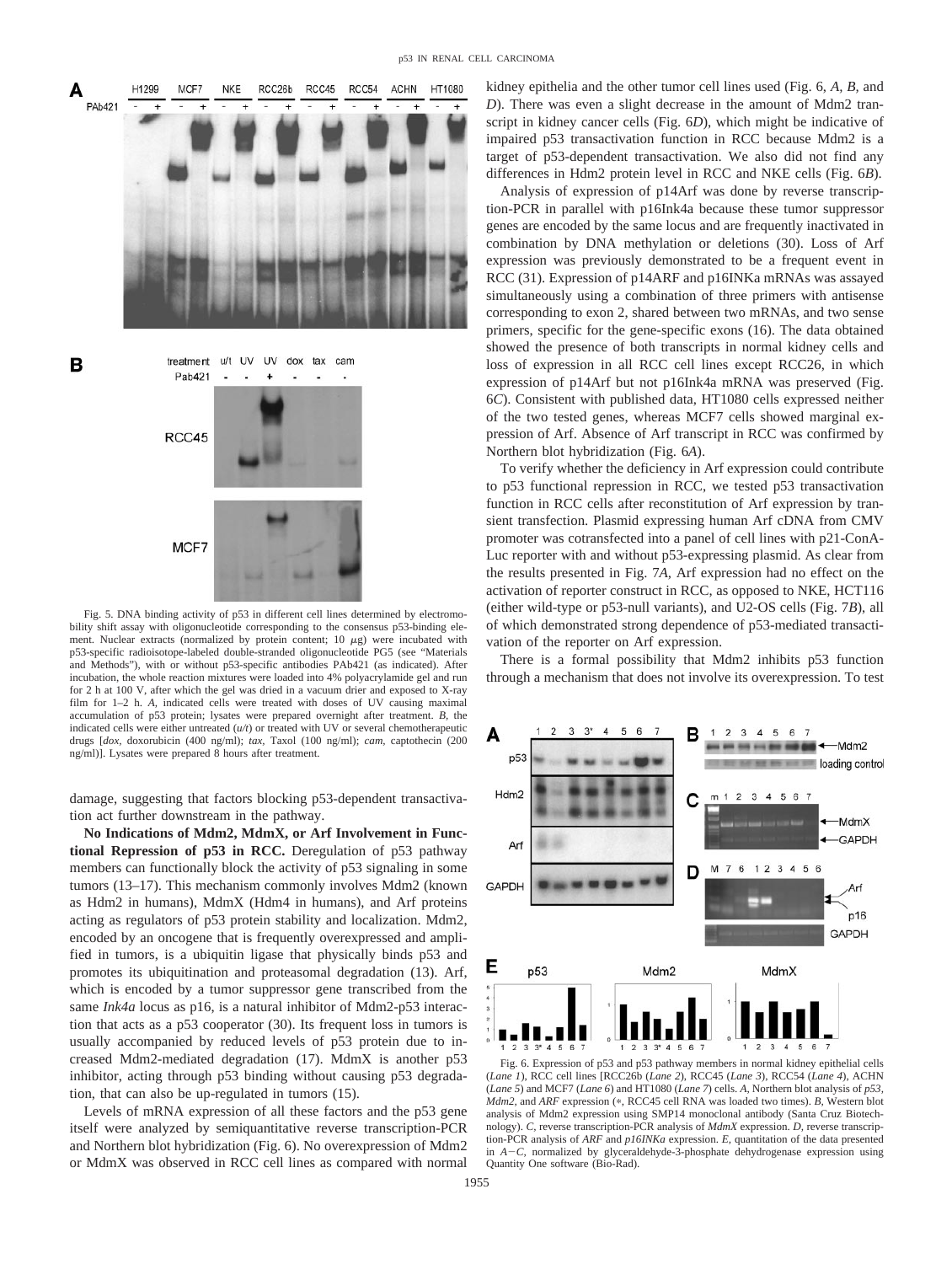Fig. 5. DNA binding activity of p53 in different cell lines determined by electromobility shift assay with oligonucleotide corresponding to the consensus p53-binding element. Nuclear extracts (normalized by protein content; 10 μg) were incubated with p53-specific radioisotope-labeled double-stranded oligonucleotide PG5 (see "Materials and Methods"), with or without p53-specific antibodies PAb421 (as indicated). After incubation, the whole reaction mixtures were loaded into 4% polyacrylamide gel and run for 2 h at 100 V, after which the gel was dried in a vacuum drier and exposed to X-ray film for 1–2 h. *A*, indicated cells were treated with doses of UV causing maximal accumulation of p53 protein; lysates were prepared overnight after treatment. *B*, the indicated cells were either untreated (*u/t*) or treated with UV or several chemotherapeutic drugs [*dox*, doxorubicin (400 ng/ml); *tax*, Taxol (100 ng/ml); *cam*, captothecin (200 ng/ml)]. Lysates were prepared 8 hours after treatment.

damage, suggesting that factors blocking p53-dependent transactivation act further downstream in the pathway.

**No Indications of Mdm2, MdmX, or Arf Involvement in Functional Repression of p53 in RCC.** Deregulation of p53 pathway members can functionally block the activity of p53 signaling in some tumors (13–17). This mechanism commonly involves Mdm2 (known as Hdm2 in humans), MdmX (Hdm4 in humans), and Arf proteins acting as regulators of p53 protein stability and localization. Mdm2, encoded by an oncogene that is frequently overexpressed and amplified in tumors, is a ubiquitin ligase that physically binds p53 and promotes its ubiquitination and proteasomal degradation (13). Arf, which is encoded by a tumor suppressor gene transcribed from the same *Ink4a* locus as p16, is a natural inhibitor of Mdm2-p53 interaction that acts as a p53 cooperator (30). Its frequent loss in tumors is usually accompanied by reduced levels of p53 protein due to increased Mdm2-mediated degradation (17). MdmX is another p53 inhibitor, acting through p53 binding without causing p53 degradation, that can also be up-regulated in tumors (15).

Levels of mRNA expression of all these factors and the p53 gene itself were analyzed by semiquantitative reverse transcription-PCR and Northern blot hybridization (Fig. 6). No overexpression of Mdm2 or MdmX was observed in RCC cell lines as compared with normal kidney epithelia and the other tumor cell lines used (Fig. 6, *A*, *B*, and *D*). There was even a slight decrease in the amount of Mdm2 transcript in kidney cancer cells (Fig. 6*D*), which might be indicative of impaired p53 transactivation function in RCC because Mdm2 is a target of p53-dependent transactivation. We also did not find any differences in Hdm2 protein level in RCC and NKE cells (Fig. 6*B*).

Analysis of expression of p14Arf was done by reverse transcription-PCR in parallel with p16Ink4a because these tumor suppressor genes are encoded by the same locus and are frequently inactivated in combination by DNA methylation or deletions (30). Loss of Arf expression was previously demonstrated to be a frequent event in RCC (31). Expression of p14ARF and p16INKa mRNAs was assayed simultaneously using a combination of three primers with antisense corresponding to exon 2, shared between two mRNAs, and two sense primers, specific for the gene-specific exons (16). The data obtained showed the presence of both transcripts in normal kidney cells and loss of expression in all RCC cell lines except RCC26, in which expression of p14Arf but not p16Ink4a mRNA was preserved (Fig. 6*C*). Consistent with published data, HT1080 cells expressed neither of the two tested genes, whereas MCF7 cells showed marginal expression of Arf. Absence of Arf transcript in RCC was confirmed by Northern blot hybridization (Fig. 6*A*).

To verify whether the deficiency in Arf expression could contribute to p53 functional repression in RCC, we tested p53 transactivation function in RCC cells after reconstitution of Arf expression by transient transfection. Plasmid expressing human Arf cDNA from CMV promoter was cotransfected into a panel of cell lines with p21-ConA-Luc reporter with and without p53-expressing plasmid. As clear from the results presented in Fig. 7*A*, Arf expression had no effect on the activation of reporter construct in RCC, as opposed to NKE, HCT116 (either wild-type or p53-null variants), and U2-OS cells (Fig. 7*B*), all of which demonstrated strong dependence of p53-mediated transactivation of the reporter on Arf expression.

There is a formal possibility that Mdm2 inhibits p53 function through a mechanism that does not involve its overexpression. To test

Fig. 6. Expression of p53 and p53 pathway members in normal kidney epithelial cells (*Lane 1*), RCC cell lines [RCC26b (*Lane 2*), RCC45 (*Lane 3*), RCC54 (*Lane 4*), ACHN (*Lane 5*) and MCF7 (*Lane 6*) and HT1080 (*Lane 7*) cells. *A*, Northern blot analysis of *p53*, *Mdm2*, and *ARF* expression (*, RCC45 cell RNA was loaded two times). *B*, Western blot analysis of Mdm2 expression using SMP14 monoclonal antibody (Santa Cruz Biotechnology). *C*, reverse transcription-PCR analysis of *MdmX* expression. *D*, reverse transcription-PCR analysis of *ARF* and *p16INKa* expression. *E*, quantitation of the data presented in *A–C*, normalized by glyceraldehyde-3-phosphate dehydrogenase expression using Quantity One software (Bio-Rad).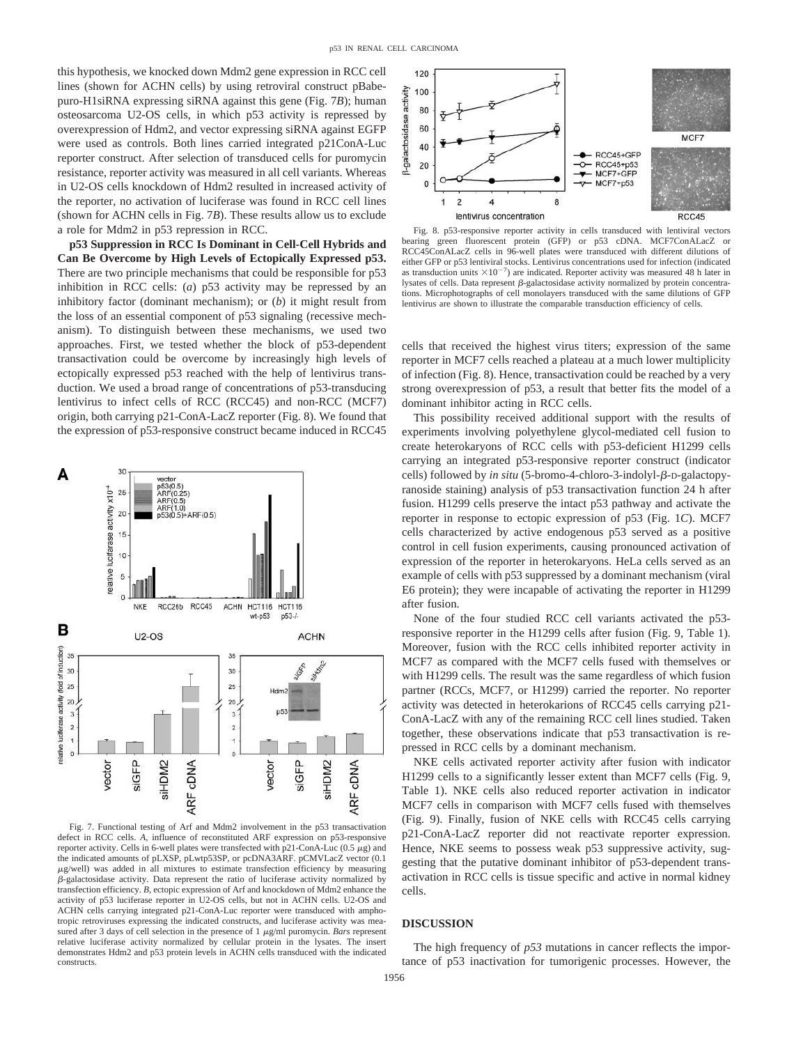this hypothesis, we knocked down Mdm2 gene expression in RCC cell lines (shown for ACHN cells) by using retroviral construct pBabe-puro-H1siRNA expressing siRNA against this gene (Fig. 7*B*); human osteosarcoma U2-OS cells, in which p53 activity is repressed by overexpression of Hdm2, and vector expressing siRNA against EGFP were used as controls. Both lines carried integrated p21ConA-Luc reporter construct. After selection of transduced cells for puromycin resistance, reporter activity was measured in all cell variants. Whereas in U2-OS cells knockdown of Hdm2 resulted in increased activity of the reporter, no activation of luciferase was found in RCC cell lines (shown for ACHN cells in Fig. 7*B*). These results allow us to exclude a role for Mdm2 in p53 repression in RCC.

**p53 Suppression in RCC Is Dominant in Cell-Cell Hybrids and Can Be Overcome by High Levels of Ectopically Expressed p53.** There are two principle mechanisms that could be responsible for p53 inhibition in RCC cells: (*a*) p53 activity may be repressed by an inhibitory factor (dominant mechanism); or (*b*) it might result from the loss of an essential component of p53 signaling (recessive mechanism). To distinguish between these mechanisms, we used two approaches. First, we tested whether the block of p53-dependent transactivation could be overcome by increasingly high levels of ectopically expressed p53 reached with the help of lentivirus transduction. We used a broad range of concentrations of p53-transducing lentivirus to infect cells of RCC (RCC45) and non-RCC (MCF7) origin, both carrying p21-ConA-LacZ reporter (Fig. 8). We found that the expression of p53-responsive construct became induced in RCC45 cells that received the highest virus titers; expression of the same reporter in MCF7 cells reached a plateau at a much lower multiplicity of infection (Fig. 8). Hence, transactivation could be reached by a very strong overexpression of p53, a result that better fits the model of a dominant inhibitor acting in RCC cells.

Fig. 7. Functional testing of Arf and Mdm2 involvement in the p53 transactivation defect in RCC cells. *A*, influence of reconstituted ARF expression on p53-responsive reporter activity. Cells in 6-well plates were transfected with p21-ConA-Luc (0.5 μg) and the indicated amounts of pLXSP, pLwtp53SP, or pcDNA3ARF. pCMVLacZ vector (0.1 μg/well) was added in all mixtures to estimate transfection efficiency by measuring β-galactosidase activity. Data represent the ratio of luciferase activity normalized by transfection efficiency. *B*, ectopic expression of Arf and knockdown of Mdm2 enhance the activity of p53 luciferase reporter in U2-OS cells, but not in ACHN cells. U2-OS and ACHN cells carrying integrated p21-ConA-Luc reporter were transduced with amphotropic retroviruses expressing the indicated constructs, and luciferase activity was measured after 3 days of cell selection in the presence of 1 μg/ml puromycin. *Bars* represent relative luciferase activity normalized by cellular protein in the lysates. The insert demonstrates Hdm2 and p53 protein levels in ACHN cells transduced with the indicated constructs.

Fig. 8. p53-responsive reporter activity in cells transduced with lentiviral vectors bearing green fluorescent protein (GFP) or p53 cDNA. MCF7ConALacZ or RCC45ConALacZ cells in 96-well plates were transduced with different dilutions of either GFP or p53 lentiviral stocks. Lentivirus concentrations used for infection (indicated as transduction units $\times 10^{-7}$) are indicated. Reporter activity was measured 48 h later in lysates of cells. Data represent β-galactosidase activity normalized by protein concentrations. Microphotographs of cell monolayers transduced with the same dilutions of GFP lentivirus are shown to illustrate the comparable transduction efficiency of cells.

This possibility received additional support with the results of experiments involving polyethylene glycol-mediated cell fusion to create heterokaryons of RCC cells with p53-deficient H1299 cells carrying an integrated p53-responsive reporter construct (indicator cells) followed by *in situ* (5-bromo-4-chloro-3-indolyl-β-D-galactopyranoside staining) analysis of p53 transactivation function 24 h after fusion. H1299 cells preserve the intact p53 pathway and activate the reporter in response to ectopic expression of p53 (Fig. 1*C*). MCF7 cells characterized by active endogenous p53 served as a positive control in cell fusion experiments, causing pronounced activation of expression of the reporter in heterokaryons. HeLa cells served as an example of cells with p53 suppressed by a dominant mechanism (viral E6 protein); they were incapable of activating the reporter in H1299 after fusion.

None of the four studied RCC cell variants activated the p53-responsive reporter in the H1299 cells after fusion (Fig. 9, Table 1). Moreover, fusion with the RCC cells inhibited reporter activity in MCF7 as compared with the MCF7 cells fused with themselves or with H1299 cells. The result was the same regardless of which fusion partner (RCCs, MCF7, or H1299) carried the reporter. No reporter activity was detected in heterokarions of RCC45 cells carrying p21-ConA-LacZ with any of the remaining RCC cell lines studied. Taken together, these observations indicate that p53 transactivation is repressed in RCC cells by a dominant mechanism.

NKE cells activated reporter activity after fusion with indicator H1299 cells to a significantly lesser extent than MCF7 cells (Fig. 9, Table 1). NKE cells also reduced reporter activation in indicator MCF7 cells in comparison with MCF7 cells fused with themselves (Fig. 9). Finally, fusion of NKE cells with RCC45 carrying p21-ConA-LacZ reporter did not reactivate reporter expression. Hence, NKE seems to possess weak p53 suppressive activity, suggesting that the putative dominant inhibitor of p53-dependent transactivation in RCC cells is tissue specific and active in normal kidney cells.

## DISCUSSION

The high frequency of *p53* mutations in cancer reflects the importance of p53 inactivation for tumorigenic processes. However, the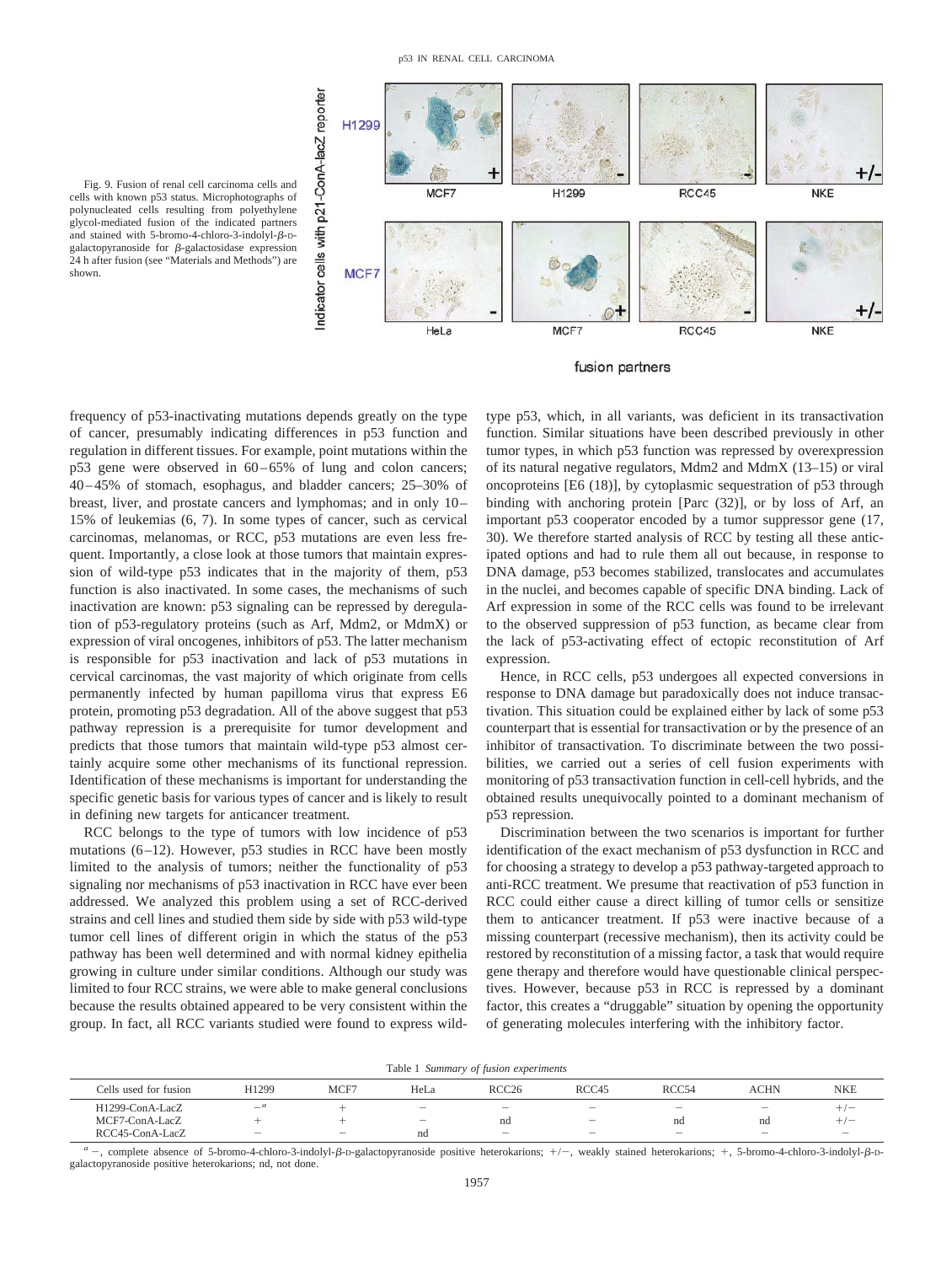Fig. 9. Fusion of renal cell carcinoma cells and cells with known p53 status. Microphotographs of polynucleated cells resulting from polyethylene glycol-mediated fusion of the indicated partners and stained with 5-bromo-4-chloro-3-indolyl-β-D-galactopyranoside for β-galactosidase expression 24 h after fusion (see "Materials and Methods") are shown.

frequency of p53-inactivating mutations depends greatly on the type of cancer, presumably indicating differences in p53 function and regulation in different tissues. For example, point mutations within the p53 gene were observed in 60–65% of lung and colon cancers; 40–45% of stomach, esophagus, and bladder cancers; 25–30% of breast, liver, and prostate cancers and lymphomas; and in only 10–15% of leukemias (6, 7). In some types of cancer, such as cervical carcinomas, melanomas, or RCC, p53 mutations are even less frequent. Importantly, a close look at those tumors that maintain expression of wild-type p53 indicates that in the majority of them, p53 function is also inactivated. In some cases, the mechanisms of such inactivation are known: p53 signaling can be repressed by deregulation of p53-regulatory proteins (such as Arf, Mdm2, or MdmX) or expression of viral oncogenes, inhibitors of p53. The latter mechanism is responsible for p53 inactivation and lack of p53 mutations in cervical carcinomas, the vast majority of which originate from cells permanently infected by human papilloma virus that express E6 protein, promoting p53 degradation. All of the above suggest that p53 pathway repression is a prerequisite for tumor development and predicts that those tumors that maintain wild-type p53 almost certainly acquire some other mechanisms of its functional repression. Identification of these mechanisms is important for understanding the specific genetic basis for various types of cancer and is likely to result in defining new targets for anticancer treatment.

RCC belongs to the type of tumors with low incidence of p53 mutations (6–12). However, p53 studies in RCC have been mostly limited to the analysis of tumors; neither the functionality of p53 signaling nor mechanisms of p53 inactivation in RCC have ever been addressed. We analyzed this problem using a set of RCC-derived strains and cell lines and studied them side by side with p53 wild-type tumor cell lines of different origin in which the status of the p53 pathway has been well determined and with normal kidney epithelia growing in culture under similar conditions. Although our study was limited to four RCC strains, we were able to make general conclusions because the results obtained appeared to be very consistent within the group. In fact, all RCC variants studied were found to express wild-type p53, which, in all variants, was deficient in its transactivation function. Similar situations have been described previously in other tumor types, in which p53 function was repressed by overexpression of its natural negative regulators, Mdm2 and MdmX (13–15) or viral oncoproteins [E6 (18)], by cytoplasmic sequestration of p53 through binding with anchoring protein [Parc (32)], or by loss of Arf, an important p53 cooperator encoded by a tumor suppressor gene (17, 30). We therefore started analysis of RCC by testing all these anticipated options and had to rule them all out because, in response to DNA damage, p53 becomes stabilized, translocates and accumulates in the nuclei, and becomes capable of specific DNA binding. Lack of Arf expression in some of the RCC cells was found to be irrelevant to the observed suppression of p53 function, as became clear from the lack of p53-activating effect of ectopic reconstitution of Arf expression.

Hence, in RCC cells, p53 undergoes all expected conversions in response to DNA damage but paradoxically does not induce transactivation. This situation could be explained either by lack of some p53 counterpart that is essential for transactivation or by the presence of an inhibitor of transactivation. To discriminate between the two possibilities, we carried out a series of cell fusion experiments with monitoring of p53 transactivation function in cell-cell hybrids, and the obtained results unequivocally pointed to a dominant mechanism of p53 repression.

Discrimination between the two scenarios is important for further identification of the exact mechanism of p53 dysfunction in RCC and for choosing a strategy to develop a p53 pathway-targeted approach to anti-RCC treatment. We presume that reactivation of p53 function in RCC could either cause a direct killing of tumor cells or sensitize them to anticancer treatment. If p53 were inactive because of a missing counterpart (recessive mechanism), then its activity could be restored by reconstitution of a missing factor, a task that would require gene therapy and therefore would have questionable clinical perspectives. However, because p53 in RCC is repressed by a dominant factor, this creates a "druggable" situation by opening the opportunity of generating molecules interfering with the inhibitory factor.

Table 1 *Summary of fusion experiments*

| Cells used for fusion | H1299 | MCF7 | HeLa | RCC26 | RCC45 | RCC54 | ACHN | NKE |
|---|---|---|---|---|---|---|---|---|
| H1299-ConA-LacZ | −[a] | + | − | − | − | − | − | +/− |
| MCF7-ConA-LacZ | + | + | − | nd | − | nd | nd | +/− |
| RCC45-ConA-LacZ | − | − | nd | − | − | − | − | − |

[a] −, complete absence of 5-bromo-4-chloro-3-indolyl-β-D-galactopyranoside positive heterokarions; +/−, weakly stained heterokarions; +, 5-bromo-4-chloro-3-indolyl-β-D-galactopyranoside positive heterokarions; nd, not done.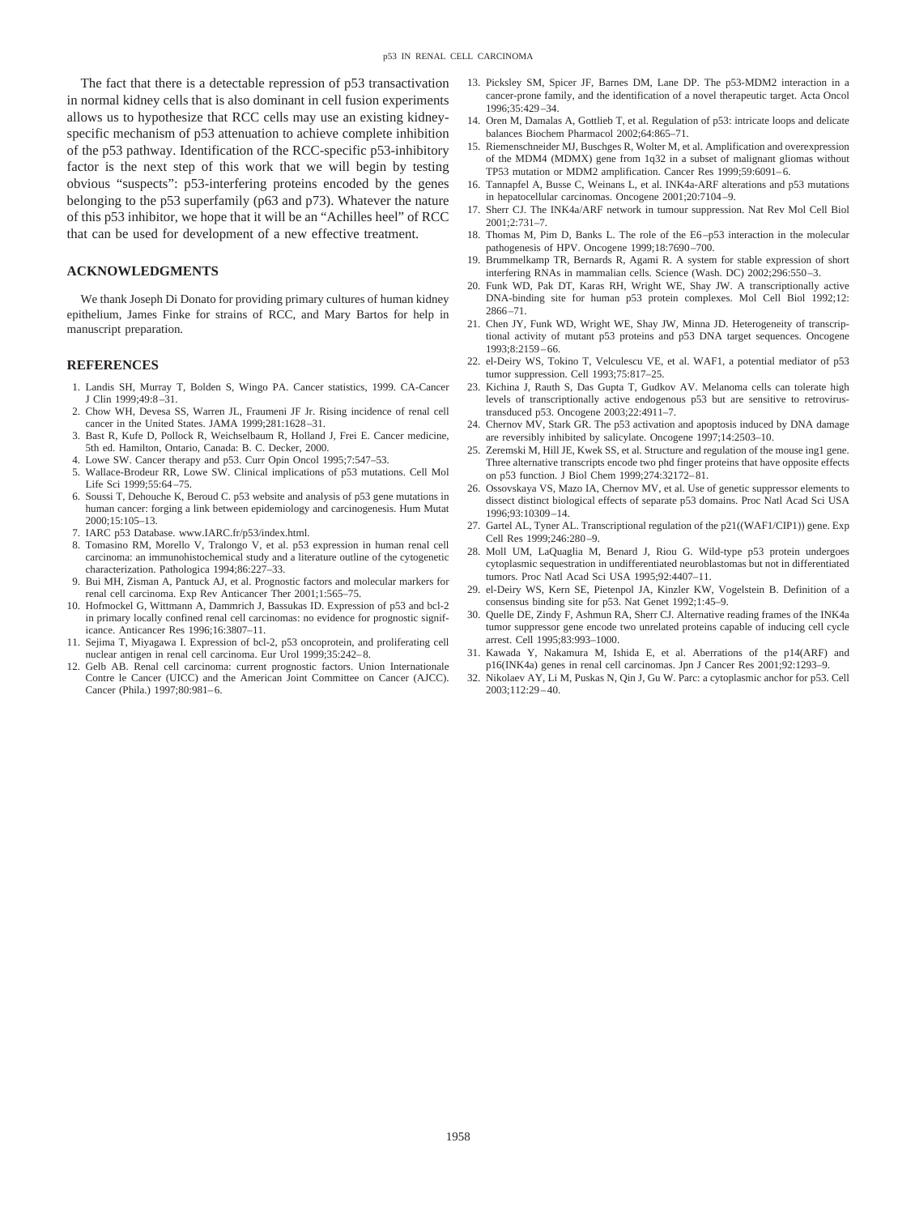The fact that there is a detectable repression of p53 transactivation in normal kidney cells that is also dominant in cell fusion experiments allows us to hypothesize that RCC cells may use an existing kidney-specific mechanism of p53 attenuation to achieve complete inhibition of the p53 pathway. Identification of the RCC-specific p53-inhibitory factor is the next step of this work that we will begin by testing obvious "suspects": p53-interfering proteins encoded by the genes belonging to the p53 superfamily (p63 and p73). Whatever the nature of this p53 inhibitor, we hope that it will be an "Achilles heel" of RCC that can be used for development of a new effective treatment.

## ACKNOWLEDGMENTS

We thank Joseph Di Donato for providing primary cultures of human kidney epithelium, James Finke for strains of RCC, and Mary Bartos for help in manuscript preparation.

## REFERENCES

1. Landis SH, Murray T, Bolden S, Wingo PA. Cancer statistics, 1999. CA-Cancer J Clin 1999;49:8–31.
2. Chow WH, Devesa SS, Warren JL, Fraumeni JF Jr. Rising incidence of renal cell cancer in the United States. JAMA 1999;281:1628–31.
3. Bast R, Kufe D, Pollock R, Weichselbaum R, Holland J, Frei E. Cancer medicine, 5th ed. Hamilton, Ontario, Canada: B. C. Decker, 2000.
4. Lowe SW. Cancer therapy and p53. Curr Opin Oncol 1995;7:547–53.
5. Wallace-Brodeur RR, Lowe SW. Clinical implications of p53 mutations. Cell Mol Life Sci 1999;55:64–75.
6. Soussi T, Dehouche K, Beroud C. p53 website and analysis of p53 gene mutations in human cancer: forging a link between epidemiology and carcinogenesis. Hum Mutat 2000;15:105–13.
7. IARC p53 Database. www.IARC.fr/p53/index.html.
8. Tomasino RM, Morello V, Tralongo V, et al. p53 expression in human renal cell carcinoma: an immunohistochemical study and a literature outline of the cytogenetic characterization. Pathologica 1994;86:227–33.
9. Bui MH, Zisman A, Pantuck AJ, et al. Prognostic factors and molecular markers for renal cell carcinoma. Exp Rev Anticancer Ther 2001;1:565–75.
10. Hofmockel G, Wittmann A, Dammrich J, Bassukas ID. Expression of p53 and bcl-2 in primary locally confined renal cell carcinomas: no evidence for prognostic significance. Anticancer Res 1996;16:3807–11.
11. Sejima T, Miyagawa I. Expression of bcl-2, p53 oncoprotein, and proliferating cell nuclear antigen in renal cell carcinoma. Eur Urol 1999;35:242–8.
12. Gelb AB. Renal cell carcinoma: current prognostic factors. Union Internationale Contre le Cancer (UICC) and the American Joint Committee on Cancer (AJCC). Cancer (Phila.) 1997;80:981–6.
13. Picksley SM, Spicer JF, Barnes DM, Lane DP. The p53-MDM2 interaction in a cancer-prone family, and the identification of a novel therapeutic target. Acta Oncol 1996;35:429–34.
14. Oren M, Damalas A, Gottlieb T, et al. Regulation of p53: intricate loops and delicate balances Biochem Pharmacol 2002;64:865–71.
15. Riemenschneider MJ, Buschges R, Wolter M, et al. Amplification and overexpression of the MDM4 (MDMX) gene from 1q32 in a subset of malignant gliomas without TP53 mutation or MDM2 amplification. Cancer Res 1999;59:6091–6.
16. Tannapfel A, Busse C, Weinans L, et al. INK4a-ARF alterations and p53 mutations in hepatocellular carcinomas. Oncogene 2001;20:7104–9.
17. Sherr CJ. The INK4a/ARF network in tumour suppression. Nat Rev Mol Cell Biol 2001;2:731–7.
18. Thomas M, Pim D, Banks L. The role of the E6–p53 interaction in the molecular pathogenesis of HPV. Oncogene 1999;18:7690–700.
19. Brummelkamp TR, Bernards R, Agami R. A system for stable expression of short interfering RNAs in mammalian cells. Science (Wash. DC) 2002;296:550–3.
20. Funk WD, Pak DT, Karas RH, Wright WE, Shay JW. A transcriptionally active DNA-binding site for human p53 protein complexes. Mol Cell Biol 1992;12:2866–71.
21. Chen JY, Funk WD, Wright WE, Shay JW, Minna JD. Heterogeneity of transcriptional activity of mutant p53 proteins and p53 DNA target sequences. Oncogene 1993;8:2159–66.
22. el-Deiry WS, Tokino T, Velculescu VE, et al. WAF1, a potential mediator of p53 tumor suppression. Cell 1993;75:817–25.
23. Kichina J, Rauth S, Das Gupta T, Gudkov AV. Melanoma cells can tolerate high levels of transcriptionally active endogenous p53 but are sensitive to retrovirus-transduced p53. Oncogene 2003;22:4911–7.
24. Chernov MV, Stark GR. The p53 activation and apoptosis induced by DNA damage are reversibly inhibited by salicylate. Oncogene 1997;14:2503–10.
25. Zeremski M, Hill JE, Kwek SS, et al. Structure and regulation of the mouse ing1 gene. Three alternative transcripts encode two phd finger proteins that have opposite effects on p53 function. J Biol Chem 1999;274:32172–81.
26. Ossovskaya VS, Mazo IA, Chernov MV, et al. Use of genetic suppressor elements to dissect distinct biological effects of separate p53 domains. Proc Natl Acad Sci USA 1996;93:10309–14.
27. Gartel AL, Tyner AL. Transcriptional regulation of the p21((WAF1/CIP1)) gene. Exp Cell Res 1999;246:280–9.
28. Moll UM, LaQuaglia M, Benard J, Riou G. Wild-type p53 protein undergoes cytoplasmic sequestration in undifferentiated neuroblastomas but not in differentiated tumors. Proc Natl Acad Sci USA 1995;92:4407–11.
29. el-Deiry WS, Kern SE, Pietenpol JA, Kinzler KW, Vogelstein B. Definition of a consensus binding site for p53. Nat Genet 1992;1:45–9.
30. Quelle DE, Zindy F, Ashmun RA, Sherr CJ. Alternative reading frames of the INK4a tumor suppressor gene encode two unrelated proteins capable of inducing cell cycle arrest. Cell 1995;83:993–1000.
31. Kawada Y, Nakamura M, Ishida E, et al. Aberrations of the p14(ARF) and p16(INK4a) genes in renal cell carcinomas. Jpn J Cancer Res 2001;92:1293–9.
32. Nikolaev AY, Li M, Puskas N, Qin J, Gu W. Parc: a cytoplasmic anchor for p53. Cell 2003;112:29–40.